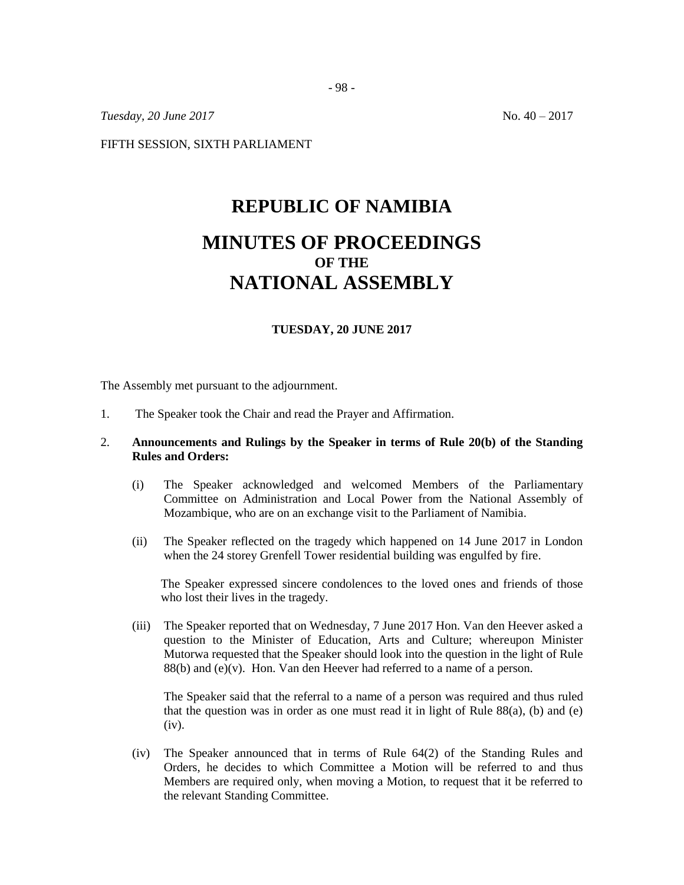*Tuesday, 20 June 2017* No. 40 – 2017

FIFTH SESSION, SIXTH PARLIAMENT

# REPUBLIC OF NAMIBIA

# MINUTES OF PROCEEDINGS
## OF THE
# NATIONAL ASSEMBLY

**TUESDAY, 20 JUNE 2017**

The Assembly met pursuant to the adjournment.

1. The Speaker took the Chair and read the Prayer and Affirmation.

2. **Announcements and Rulings by the Speaker in terms of Rule 20(b) of the Standing Rules and Orders:**

    (i) The Speaker acknowledged and welcomed Members of the Parliamentary Committee on Administration and Local Power from the National Assembly of Mozambique, who are on an exchange visit to the Parliament of Namibia.

    (ii) The Speaker reflected on the tragedy which happened on 14 June 2017 in London when the 24 storey Grenfell Tower residential building was engulfed by fire.

    The Speaker expressed sincere condolences to the loved ones and friends of those who lost their lives in the tragedy.

    (iii) The Speaker reported that on Wednesday, 7 June 2017 Hon. Van den Heever asked a question to the Minister of Education, Arts and Culture; whereupon Minister Mutorwa requested that the Speaker should look into the question in the light of Rule 88(b) and (e)(v). Hon. Van den Heever had referred to a name of a person.

    The Speaker said that the referral to a name of a person was required and thus ruled that the question was in order as one must read it in light of Rule 88(a), (b) and (e)(iv).

    (iv) The Speaker announced that in terms of Rule 64(2) of the Standing Rules and Orders, he decides to which Committee a Motion will be referred to and thus Members are required only, when moving a Motion, to request that it be referred to the relevant Standing Committee.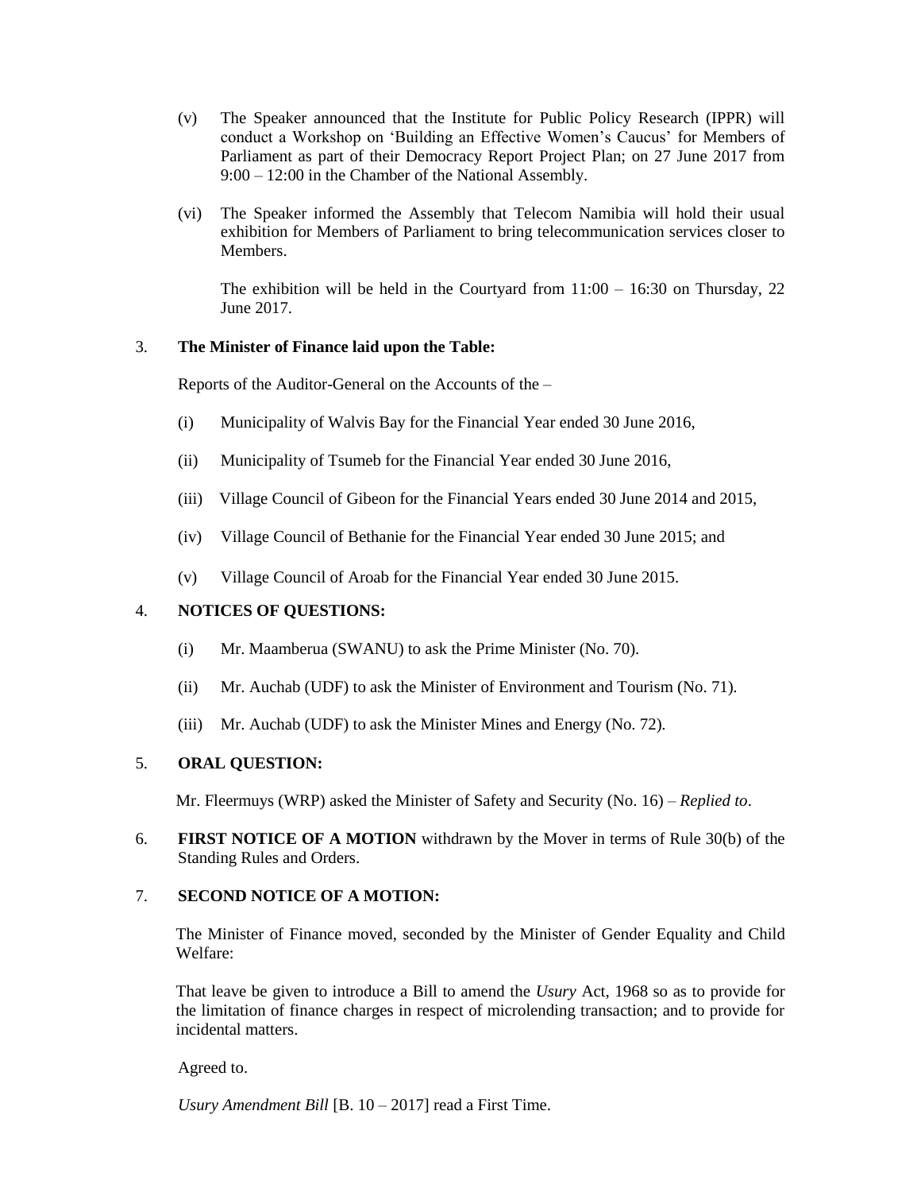(v) The Speaker announced that the Institute for Public Policy Research (IPPR) will conduct a Workshop on 'Building an Effective Women's Caucus' for Members of Parliament as part of their Democracy Report Project Plan; on 27 June 2017 from 9:00 – 12:00 in the Chamber of the National Assembly.

(vi) The Speaker informed the Assembly that Telecom Namibia will hold their usual exhibition for Members of Parliament to bring telecommunication services closer to Members.

The exhibition will be held in the Courtyard from 11:00 – 16:30 on Thursday, 22 June 2017.

3. **The Minister of Finance laid upon the Table:**

Reports of the Auditor-General on the Accounts of the –

(i) Municipality of Walvis Bay for the Financial Year ended 30 June 2016,

(ii) Municipality of Tsumeb for the Financial Year ended 30 June 2016,

(iii) Village Council of Gibeon for the Financial Years ended 30 June 2014 and 2015,

(iv) Village Council of Bethanie for the Financial Year ended 30 June 2015; and

(v) Village Council of Aroab for the Financial Year ended 30 June 2015.

4. **NOTICES OF QUESTIONS:**

(i) Mr. Maamberua (SWANU) to ask the Prime Minister (No. 70).

(ii) Mr. Auchab (UDF) to ask the Minister of Environment and Tourism (No. 71).

(iii) Mr. Auchab (UDF) to ask the Minister Mines and Energy (No. 72).

5. **ORAL QUESTION:**

Mr. Fleermuys (WRP) asked the Minister of Safety and Security (No. 16) – *Replied to*.

6. **FIRST NOTICE OF A MOTION** withdrawn by the Mover in terms of Rule 30(b) of the Standing Rules and Orders.

7. **SECOND NOTICE OF A MOTION:**

The Minister of Finance moved, seconded by the Minister of Gender Equality and Child Welfare:

That leave be given to introduce a Bill to amend the *Usury* Act, 1968 so as to provide for the limitation of finance charges in respect of microlending transaction; and to provide for incidental matters.

Agreed to.

*Usury Amendment Bill* [B. 10 – 2017] read a First Time.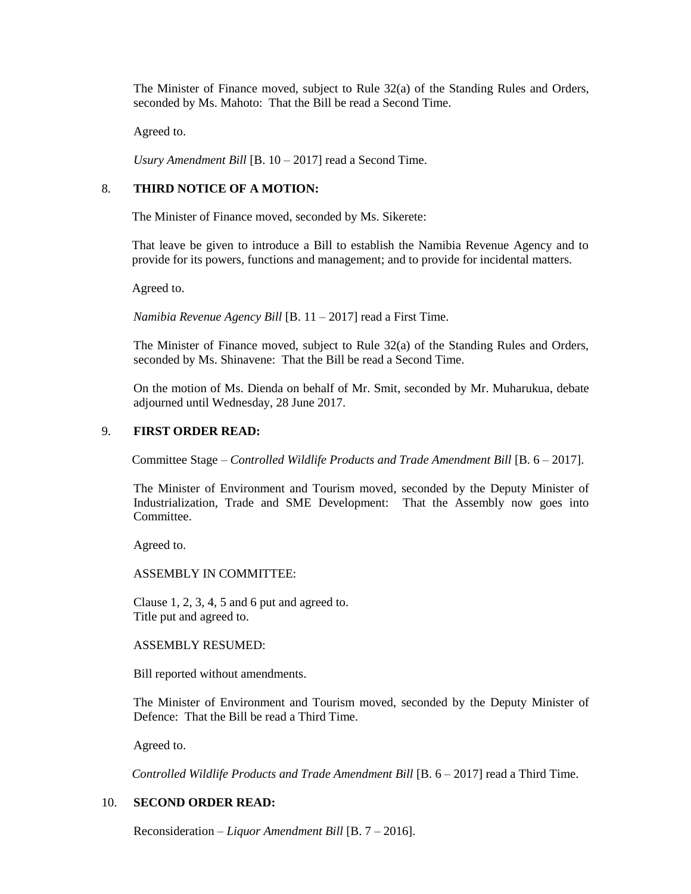The Minister of Finance moved, subject to Rule 32(a) of the Standing Rules and Orders, seconded by Ms. Mahoto: That the Bill be read a Second Time.

Agreed to.

*Usury Amendment Bill* [B. 10 – 2017] read a Second Time.

8. **THIRD NOTICE OF A MOTION:**

The Minister of Finance moved, seconded by Ms. Sikerete:

That leave be given to introduce a Bill to establish the Namibia Revenue Agency and to provide for its powers, functions and management; and to provide for incidental matters.

Agreed to.

*Namibia Revenue Agency Bill* [B. 11 – 2017] read a First Time.

The Minister of Finance moved, subject to Rule 32(a) of the Standing Rules and Orders, seconded by Ms. Shinavene: That the Bill be read a Second Time.

On the motion of Ms. Dienda on behalf of Mr. Smit, seconded by Mr. Muharukua, debate adjourned until Wednesday, 28 June 2017.

9. **FIRST ORDER READ:**

Committee Stage – *Controlled Wildlife Products and Trade Amendment Bill* [B. 6 – 2017].

The Minister of Environment and Tourism moved, seconded by the Deputy Minister of Industrialization, Trade and SME Development: That the Assembly now goes into Committee.

Agreed to.

ASSEMBLY IN COMMITTEE:

Clause 1, 2, 3, 4, 5 and 6 put and agreed to.
Title put and agreed to.

ASSEMBLY RESUMED:

Bill reported without amendments.

The Minister of Environment and Tourism moved, seconded by the Deputy Minister of Defence: That the Bill be read a Third Time.

Agreed to.

*Controlled Wildlife Products and Trade Amendment Bill* [B. 6 – 2017] read a Third Time.

10. **SECOND ORDER READ:**

Reconsideration – *Liquor Amendment Bill* [B. 7 – 2016].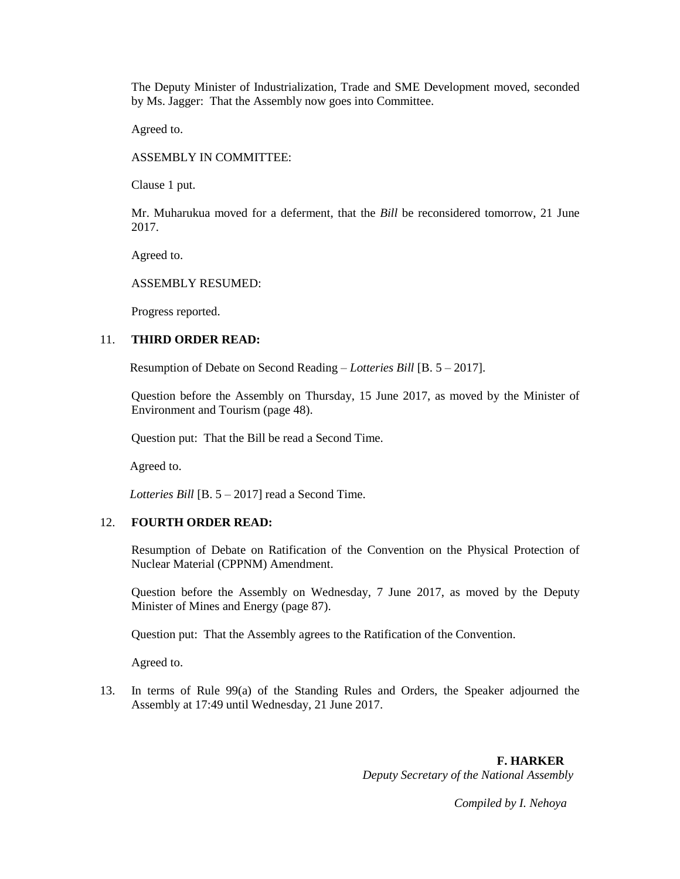The Deputy Minister of Industrialization, Trade and SME Development moved, seconded by Ms. Jagger: That the Assembly now goes into Committee.

Agreed to.

ASSEMBLY IN COMMITTEE:

Clause 1 put.

Mr. Muharukua moved for a deferment, that the *Bill* be reconsidered tomorrow, 21 June 2017.

Agreed to.

ASSEMBLY RESUMED:

Progress reported.

11. **THIRD ORDER READ:**

Resumption of Debate on Second Reading – *Lotteries Bill* [B. 5 – 2017].

Question before the Assembly on Thursday, 15 June 2017, as moved by the Minister of Environment and Tourism (page 48).

Question put: That the Bill be read a Second Time.

Agreed to.

*Lotteries Bill* [B. 5 – 2017] read a Second Time.

12. **FOURTH ORDER READ:**

Resumption of Debate on Ratification of the Convention on the Physical Protection of Nuclear Material (CPPNM) Amendment.

Question before the Assembly on Wednesday, 7 June 2017, as moved by the Deputy Minister of Mines and Energy (page 87).

Question put: That the Assembly agrees to the Ratification of the Convention.

Agreed to.

13. In terms of Rule 99(a) of the Standing Rules and Orders, the Speaker adjourned the Assembly at 17:49 until Wednesday, 21 June 2017.

**F. HARKER**
*Deputy Secretary of the National Assembly*

*Compiled by I. Nehoya*